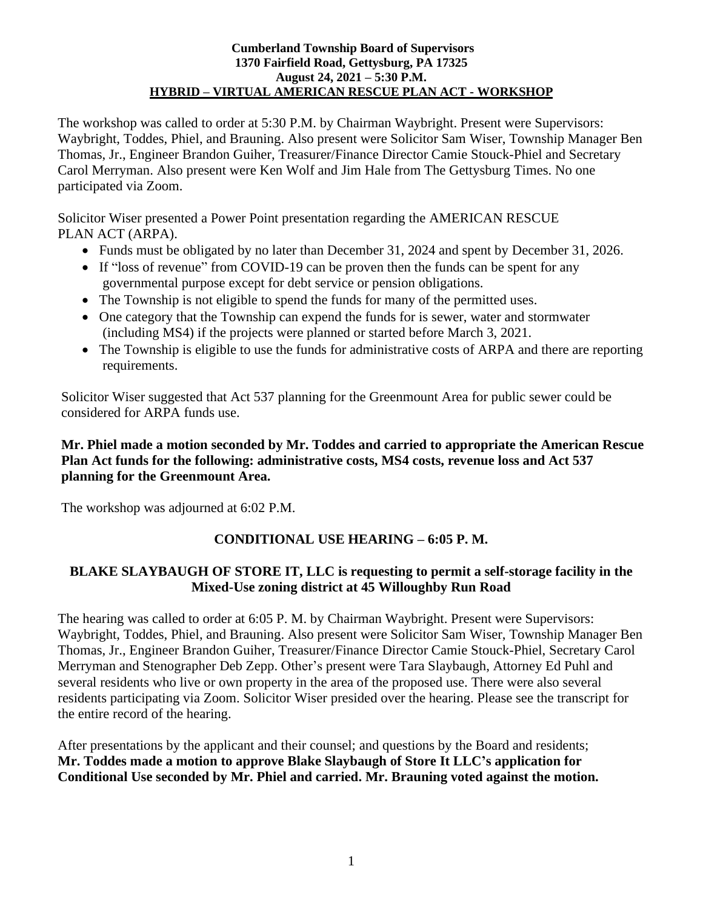**Cumberland Township Board of Supervisors**
**1370 Fairfield Road, Gettysburg, PA 17325**
**August 24, 2021 – 5:30 P.M.**
**HYBRID – VIRTUAL AMERICAN RESCUE PLAN ACT - WORKSHOP**

The workshop was called to order at 5:30 P.M. by Chairman Waybright. Present were Supervisors: Waybright, Toddes, Phiel, and Brauning. Also present were Solicitor Sam Wiser, Township Manager Ben Thomas, Jr., Engineer Brandon Guiher, Treasurer/Finance Director Camie Stouck-Phiel and Secretary Carol Merryman. Also present were Ken Wolf and Jim Hale from The Gettysburg Times. No one participated via Zoom.

Solicitor Wiser presented a Power Point presentation regarding the AMERICAN RESCUE PLAN ACT (ARPA).

- Funds must be obligated by no later than December 31, 2024 and spent by December 31, 2026.
- If "loss of revenue" from COVID-19 can be proven then the funds can be spent for any governmental purpose except for debt service or pension obligations.
- The Township is not eligible to spend the funds for many of the permitted uses.
- One category that the Township can expend the funds for is sewer, water and stormwater (including MS4) if the projects were planned or started before March 3, 2021.
- The Township is eligible to use the funds for administrative costs of ARPA and there are reporting requirements.

Solicitor Wiser suggested that Act 537 planning for the Greenmount Area for public sewer could be considered for ARPA funds use.

**Mr. Phiel made a motion seconded by Mr. Toddes and carried to appropriate the American Rescue Plan Act funds for the following: administrative costs, MS4 costs, revenue loss and Act 537 planning for the Greenmount Area.**

The workshop was adjourned at 6:02 P.M.

## CONDITIONAL USE HEARING – 6:05 P. M.

**BLAKE SLAYBAUGH OF STORE IT, LLC is requesting to permit a self-storage facility in the Mixed-Use zoning district at 45 Willoughby Run Road**

The hearing was called to order at 6:05 P. M. by Chairman Waybright. Present were Supervisors: Waybright, Toddes, Phiel, and Brauning. Also present were Solicitor Sam Wiser, Township Manager Ben Thomas, Jr., Engineer Brandon Guiher, Treasurer/Finance Director Camie Stouck-Phiel, Secretary Carol Merryman and Stenographer Deb Zepp. Other's present were Tara Slaybaugh, Attorney Ed Puhl and several residents who live or own property in the area of the proposed use. There were also several residents participating via Zoom. Solicitor Wiser presided over the hearing. Please see the transcript for the entire record of the hearing.

After presentations by the applicant and their counsel; and questions by the Board and residents; **Mr. Toddes made a motion to approve Blake Slaybaugh of Store It LLC's application for Conditional Use seconded by Mr. Phiel and carried. Mr. Brauning voted against the motion.**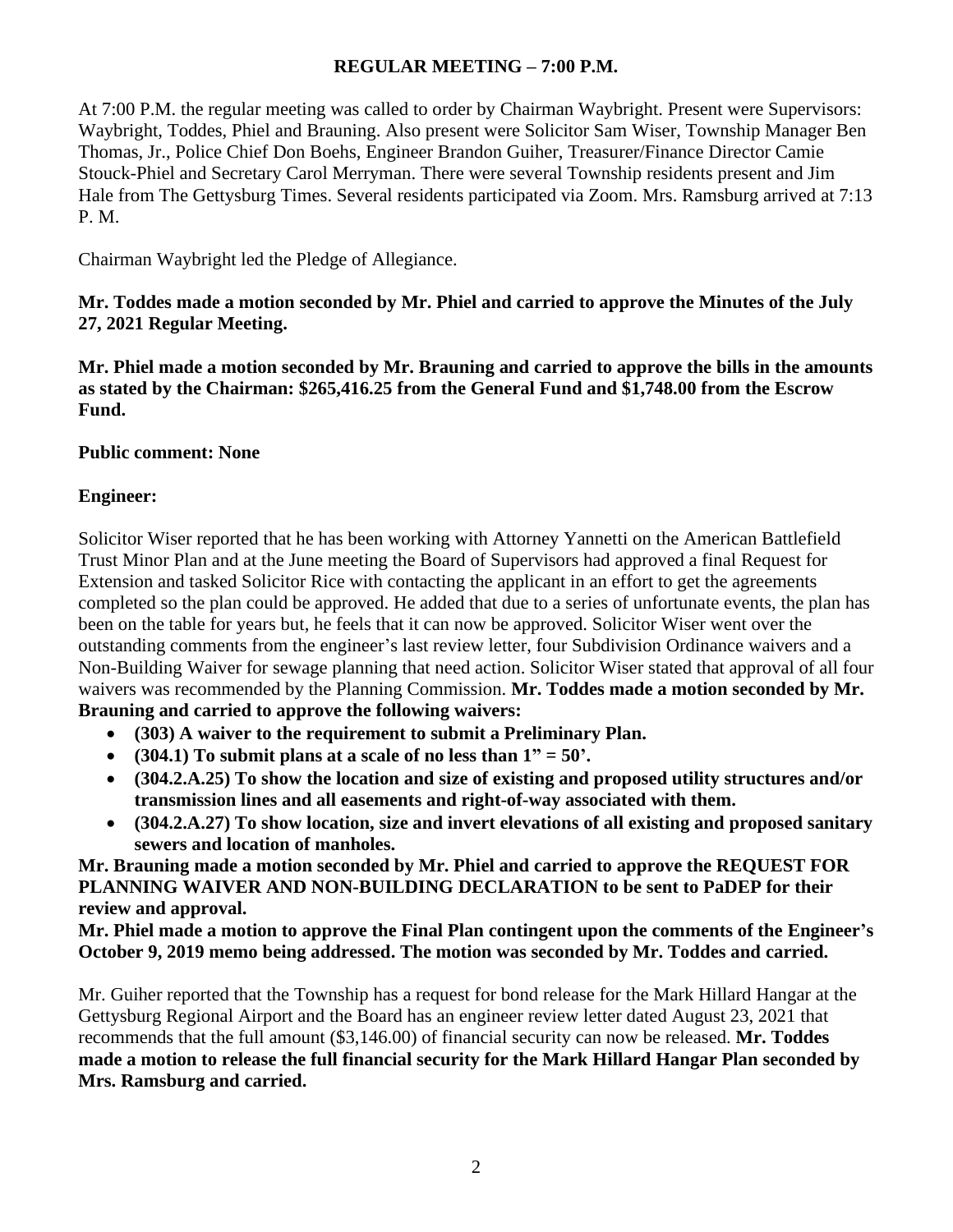## REGULAR MEETING – 7:00 P.M.

At 7:00 P.M. the regular meeting was called to order by Chairman Waybright. Present were Supervisors: Waybright, Toddes, Phiel and Brauning. Also present were Solicitor Sam Wiser, Township Manager Ben Thomas, Jr., Police Chief Don Boehs, Engineer Brandon Guiher, Treasurer/Finance Director Camie Stouck-Phiel and Secretary Carol Merryman. There were several Township residents present and Jim Hale from The Gettysburg Times. Several residents participated via Zoom. Mrs. Ramsburg arrived at 7:13 P. M.

Chairman Waybright led the Pledge of Allegiance.

**Mr. Toddes made a motion seconded by Mr. Phiel and carried to approve the Minutes of the July 27, 2021 Regular Meeting.**

**Mr. Phiel made a motion seconded by Mr. Brauning and carried to approve the bills in the amounts as stated by the Chairman: $265,416.25 from the General Fund and $1,748.00 from the Escrow Fund.**

**Public comment: None**

**Engineer:**

Solicitor Wiser reported that he has been working with Attorney Yannetti on the American Battlefield Trust Minor Plan and at the June meeting the Board of Supervisors had approved a final Request for Extension and tasked Solicitor Rice with contacting the applicant in an effort to get the agreements completed so the plan could be approved. He added that due to a series of unfortunate events, the plan has been on the table for years but, he feels that it can now be approved. Solicitor Wiser went over the outstanding comments from the engineer's last review letter, four Subdivision Ordinance waivers and a Non-Building Waiver for sewage planning that need action. Solicitor Wiser stated that approval of all four waivers was recommended by the Planning Commission. **Mr. Toddes made a motion seconded by Mr. Brauning and carried to approve the following waivers:**

- **(303) A waiver to the requirement to submit a Preliminary Plan.**
- **(304.1) To submit plans at a scale of no less than 1" = 50'.**
- **(304.2.A.25) To show the location and size of existing and proposed utility structures and/or transmission lines and all easements and right-of-way associated with them.**
- **(304.2.A.27) To show location, size and invert elevations of all existing and proposed sanitary sewers and location of manholes.**

**Mr. Brauning made a motion seconded by Mr. Phiel and carried to approve the REQUEST FOR PLANNING WAIVER AND NON-BUILDING DECLARATION to be sent to PaDEP for their review and approval.**

**Mr. Phiel made a motion to approve the Final Plan contingent upon the comments of the Engineer's October 9, 2019 memo being addressed. The motion was seconded by Mr. Toddes and carried.**

Mr. Guiher reported that the Township has a request for bond release for the Mark Hillard Hangar at the Gettysburg Regional Airport and the Board has an engineer review letter dated August 23, 2021 that recommends that the full amount ($3,146.00) of financial security can now be released. **Mr. Toddes made a motion to release the full financial security for the Mark Hillard Hangar Plan seconded by Mrs. Ramsburg and carried.**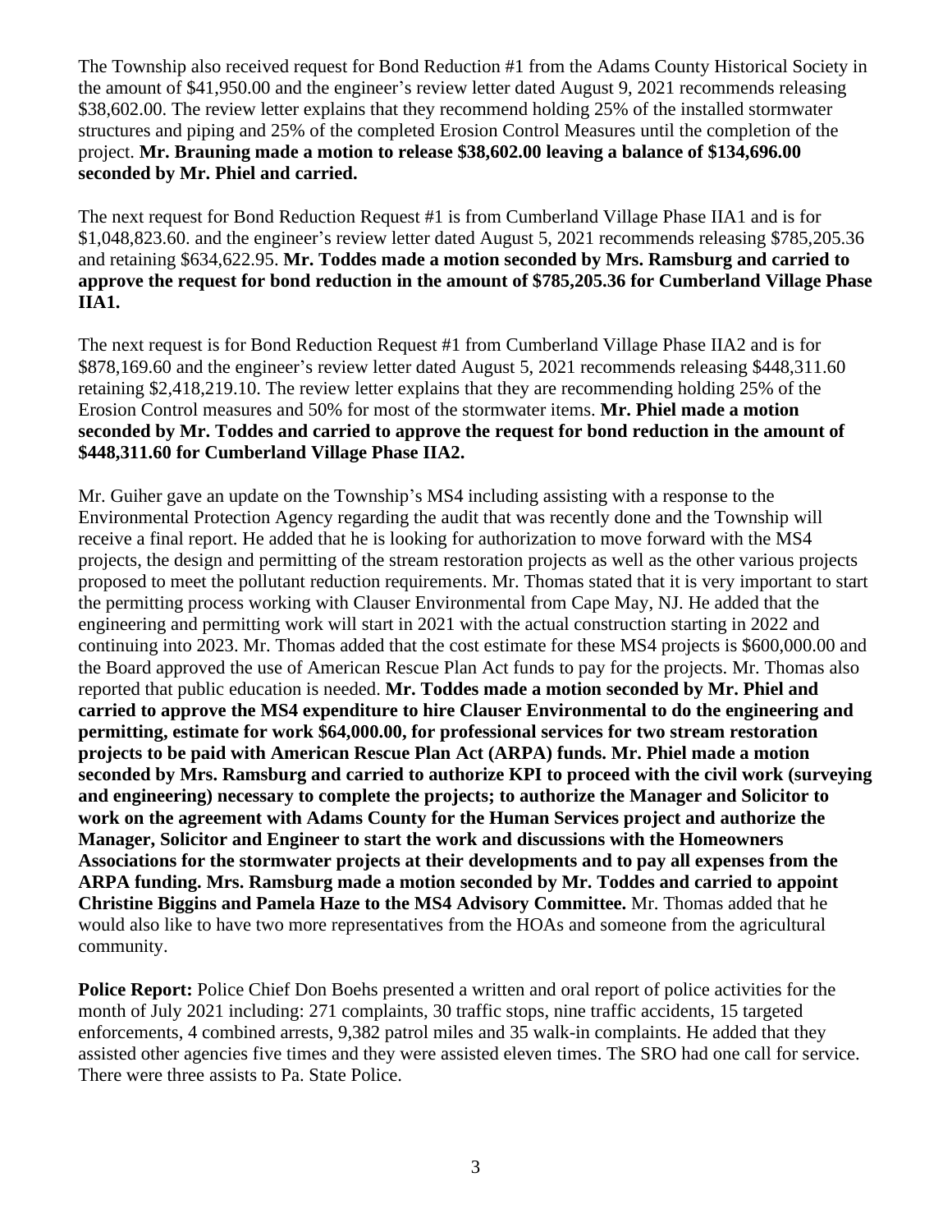The Township also received request for Bond Reduction #1 from the Adams County Historical Society in the amount of $41,950.00 and the engineer's review letter dated August 9, 2021 recommends releasing $38,602.00. The review letter explains that they recommend holding 25% of the installed stormwater structures and piping and 25% of the completed Erosion Control Measures until the completion of the project. **Mr. Brauning made a motion to release $38,602.00 leaving a balance of $134,696.00 seconded by Mr. Phiel and carried.**

The next request for Bond Reduction Request #1 is from Cumberland Village Phase IIA1 and is for $1,048,823.60. and the engineer's review letter dated August 5, 2021 recommends releasing $785,205.36 and retaining $634,622.95. **Mr. Toddes made a motion seconded by Mrs. Ramsburg and carried to approve the request for bond reduction in the amount of $785,205.36 for Cumberland Village Phase IIA1.**

The next request is for Bond Reduction Request #1 from Cumberland Village Phase IIA2 and is for $878,169.60 and the engineer's review letter dated August 5, 2021 recommends releasing $448,311.60 retaining $2,418,219.10. The review letter explains that they are recommending holding 25% of the Erosion Control measures and 50% for most of the stormwater items. **Mr. Phiel made a motion seconded by Mr. Toddes and carried to approve the request for bond reduction in the amount of $448,311.60 for Cumberland Village Phase IIA2.**

Mr. Guiher gave an update on the Township's MS4 including assisting with a response to the Environmental Protection Agency regarding the audit that was recently done and the Township will receive a final report. He added that he is looking for authorization to move forward with the MS4 projects, the design and permitting of the stream restoration projects as well as the other various projects proposed to meet the pollutant reduction requirements. Mr. Thomas stated that it is very important to start the permitting process working with Clauser Environmental from Cape May, NJ. He added that the engineering and permitting work will start in 2021 with the actual construction starting in 2022 and continuing into 2023. Mr. Thomas added that the cost estimate for these MS4 projects is $600,000.00 and the Board approved the use of American Rescue Plan Act funds to pay for the projects. Mr. Thomas also reported that public education is needed. **Mr. Toddes made a motion seconded by Mr. Phiel and carried to approve the MS4 expenditure to hire Clauser Environmental to do the engineering and permitting, estimate for work $64,000.00, for professional services for two stream restoration projects to be paid with American Rescue Plan Act (ARPA) funds. Mr. Phiel made a motion seconded by Mrs. Ramsburg and carried to authorize KPI to proceed with the civil work (surveying and engineering) necessary to complete the projects; to authorize the Manager and Solicitor to work on the agreement with Adams County for the Human Services project and authorize the Manager, Solicitor and Engineer to start the work and discussions with the Homeowners Associations for the stormwater projects at their developments and to pay all expenses from the ARPA funding. Mrs. Ramsburg made a motion seconded by Mr. Toddes and carried to appoint Christine Biggins and Pamela Haze to the MS4 Advisory Committee.** Mr. Thomas added that he would also like to have two more representatives from the HOAs and someone from the agricultural community.

**Police Report:** Police Chief Don Boehs presented a written and oral report of police activities for the month of July 2021 including: 271 complaints, 30 traffic stops, nine traffic accidents, 15 targeted enforcements, 4 combined arrests, 9,382 patrol miles and 35 walk-in complaints. He added that they assisted other agencies five times and they were assisted eleven times. The SRO had one call for service. There were three assists to Pa. State Police.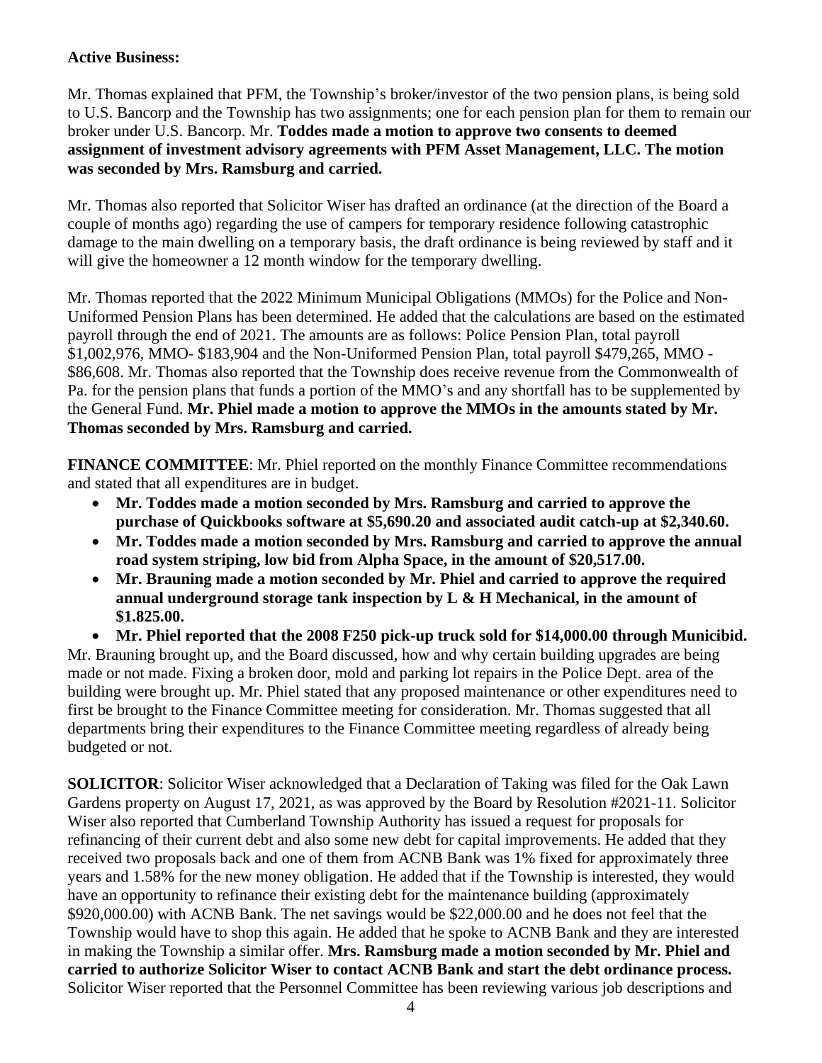**Active Business:**

Mr. Thomas explained that PFM, the Township's broker/investor of the two pension plans, is being sold to U.S. Bancorp and the Township has two assignments; one for each pension plan for them to remain our broker under U.S. Bancorp. Mr. **Toddes made a motion to approve two consents to deemed assignment of investment advisory agreements with PFM Asset Management, LLC. The motion was seconded by Mrs. Ramsburg and carried.**

Mr. Thomas also reported that Solicitor Wiser has drafted an ordinance (at the direction of the Board a couple of months ago) regarding the use of campers for temporary residence following catastrophic damage to the main dwelling on a temporary basis, the draft ordinance is being reviewed by staff and it will give the homeowner a 12 month window for the temporary dwelling.

Mr. Thomas reported that the 2022 Minimum Municipal Obligations (MMOs) for the Police and Non-Uniformed Pension Plans has been determined. He added that the calculations are based on the estimated payroll through the end of 2021. The amounts are as follows: Police Pension Plan, total payroll $1,002,976, MMO- $183,904 and the Non-Uniformed Pension Plan, total payroll $479,265, MMO - $86,608. Mr. Thomas also reported that the Township does receive revenue from the Commonwealth of Pa. for the pension plans that funds a portion of the MMO's and any shortfall has to be supplemented by the General Fund. **Mr. Phiel made a motion to approve the MMOs in the amounts stated by Mr. Thomas seconded by Mrs. Ramsburg and carried.**

**FINANCE COMMITTEE**: Mr. Phiel reported on the monthly Finance Committee recommendations and stated that all expenditures are in budget.

- **Mr. Toddes made a motion seconded by Mrs. Ramsburg and carried to approve the purchase of Quickbooks software at $5,690.20 and associated audit catch-up at $2,340.60.**
- **Mr. Toddes made a motion seconded by Mrs. Ramsburg and carried to approve the annual road system striping, low bid from Alpha Space, in the amount of $20,517.00.**
- **Mr. Brauning made a motion seconded by Mr. Phiel and carried to approve the required annual underground storage tank inspection by L & H Mechanical, in the amount of $1.825.00.**
- **Mr. Phiel reported that the 2008 F250 pick-up truck sold for $14,000.00 through Municibid.**

Mr. Brauning brought up, and the Board discussed, how and why certain building upgrades are being made or not made. Fixing a broken door, mold and parking lot repairs in the Police Dept. area of the building were brought up. Mr. Phiel stated that any proposed maintenance or other expenditures need to first be brought to the Finance Committee meeting for consideration. Mr. Thomas suggested that all departments bring their expenditures to the Finance Committee meeting regardless of already being budgeted or not.

**SOLICITOR**: Solicitor Wiser acknowledged that a Declaration of Taking was filed for the Oak Lawn Gardens property on August 17, 2021, as was approved by the Board by Resolution #2021-11. Solicitor Wiser also reported that Cumberland Township Authority has issued a request for proposals for refinancing of their current debt and also some new debt for capital improvements. He added that they received two proposals back and one of them from ACNB Bank was 1% fixed for approximately three years and 1.58% for the new money obligation. He added that if the Township is interested, they would have an opportunity to refinance their existing debt for the maintenance building (approximately $920,000.00) with ACNB Bank. The net savings would be $22,000.00 and he does not feel that the Township would have to shop this again. He added that he spoke to ACNB Bank and they are interested in making the Township a similar offer. **Mrs. Ramsburg made a motion seconded by Mr. Phiel and carried to authorize Solicitor Wiser to contact ACNB Bank and start the debt ordinance process.** Solicitor Wiser reported that the Personnel Committee has been reviewing various job descriptions and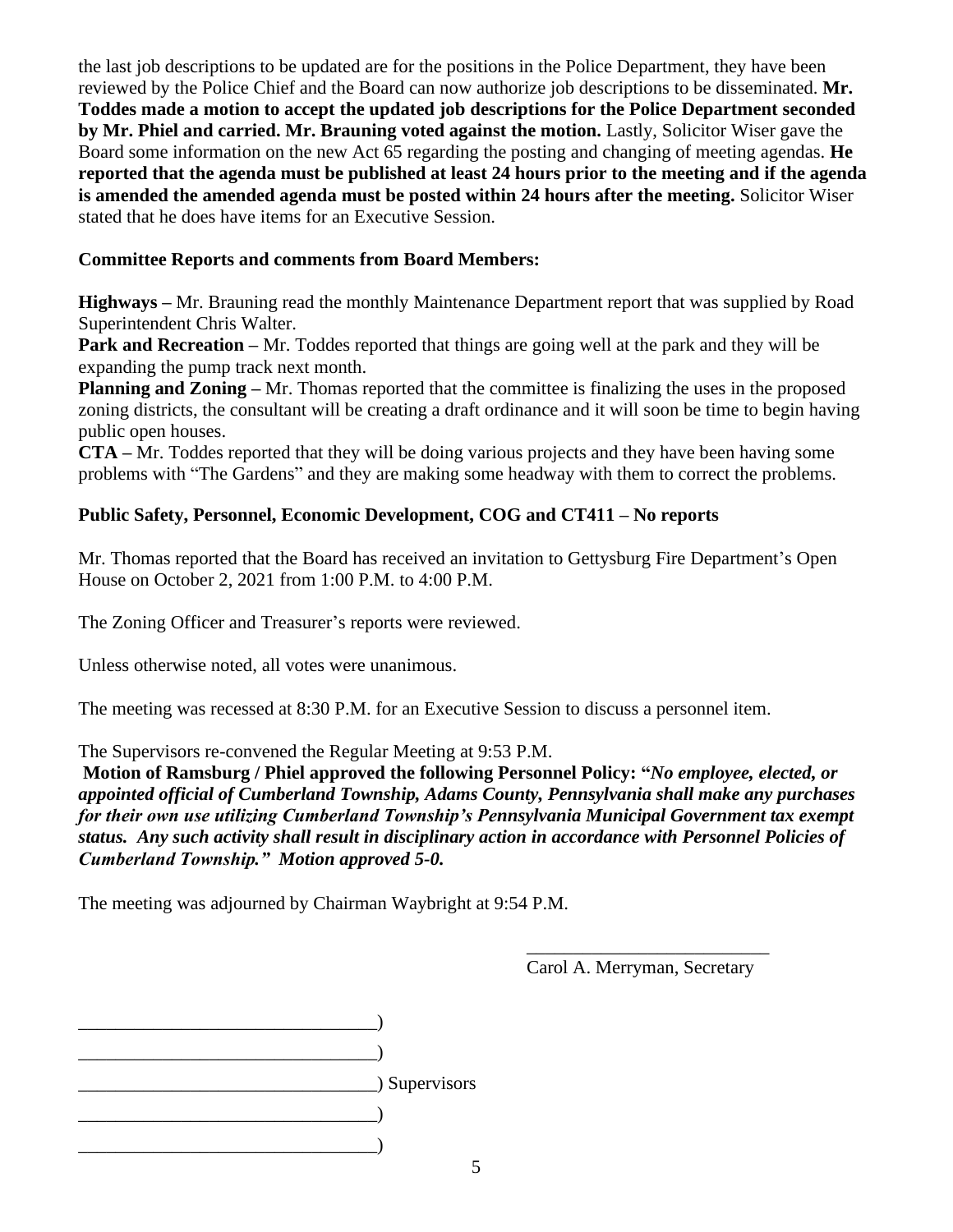the last job descriptions to be updated are for the positions in the Police Department, they have been reviewed by the Police Chief and the Board can now authorize job descriptions to be disseminated. **Mr. Toddes made a motion to accept the updated job descriptions for the Police Department seconded by Mr. Phiel and carried. Mr. Brauning voted against the motion.** Lastly, Solicitor Wiser gave the Board some information on the new Act 65 regarding the posting and changing of meeting agendas. **He reported that the agenda must be published at least 24 hours prior to the meeting and if the agenda is amended the amended agenda must be posted within 24 hours after the meeting.** Solicitor Wiser stated that he does have items for an Executive Session.

**Committee Reports and comments from Board Members:**

**Highways –** Mr. Brauning read the monthly Maintenance Department report that was supplied by Road Superintendent Chris Walter.
**Park and Recreation –** Mr. Toddes reported that things are going well at the park and they will be expanding the pump track next month.
**Planning and Zoning –** Mr. Thomas reported that the committee is finalizing the uses in the proposed zoning districts, the consultant will be creating a draft ordinance and it will soon be time to begin having public open houses.
**CTA –** Mr. Toddes reported that they will be doing various projects and they have been having some problems with "The Gardens" and they are making some headway with them to correct the problems.

**Public Safety, Personnel, Economic Development, COG and CT411 – No reports**

Mr. Thomas reported that the Board has received an invitation to Gettysburg Fire Department's Open House on October 2, 2021 from 1:00 P.M. to 4:00 P.M.

The Zoning Officer and Treasurer's reports were reviewed.

Unless otherwise noted, all votes were unanimous.

The meeting was recessed at 8:30 P.M. for an Executive Session to discuss a personnel item.

The Supervisors re-convened the Regular Meeting at 9:53 P.M.
**Motion of Ramsburg / Phiel approved the following Personnel Policy: "*No employee, elected, or appointed official of Cumberland Township, Adams County, Pennsylvania shall make any purchases for their own use utilizing Cumberland Township's Pennsylvania Municipal Government tax exempt status. Any such activity shall result in disciplinary action in accordance with Personnel Policies of Cumberland Township." Motion approved 5-0.*****

The meeting was adjourned by Chairman Waybright at 9:54 P.M.

\_\_\_\_\_\_\_\_\_\_\_\_\_\_\_\_\_\_\_\_\_\_\_\_\_\_
Carol A. Merryman, Secretary

\_\_\_\_\_\_\_\_\_\_\_\_\_\_\_\_\_\_\_\_\_\_\_\_\_\_\_\_\_\_\_\_)
\_\_\_\_\_\_\_\_\_\_\_\_\_\_\_\_\_\_\_\_\_\_\_\_\_\_\_\_\_\_\_\_)
\_\_\_\_\_\_\_\_\_\_\_\_\_\_\_\_\_\_\_\_\_\_\_\_\_\_\_\_\_\_\_\_) Supervisors
\_\_\_\_\_\_\_\_\_\_\_\_\_\_\_\_\_\_\_\_\_\_\_\_\_\_\_\_\_\_\_\_)
\_\_\_\_\_\_\_\_\_\_\_\_\_\_\_\_\_\_\_\_\_\_\_\_\_\_\_\_\_\_\_\_)